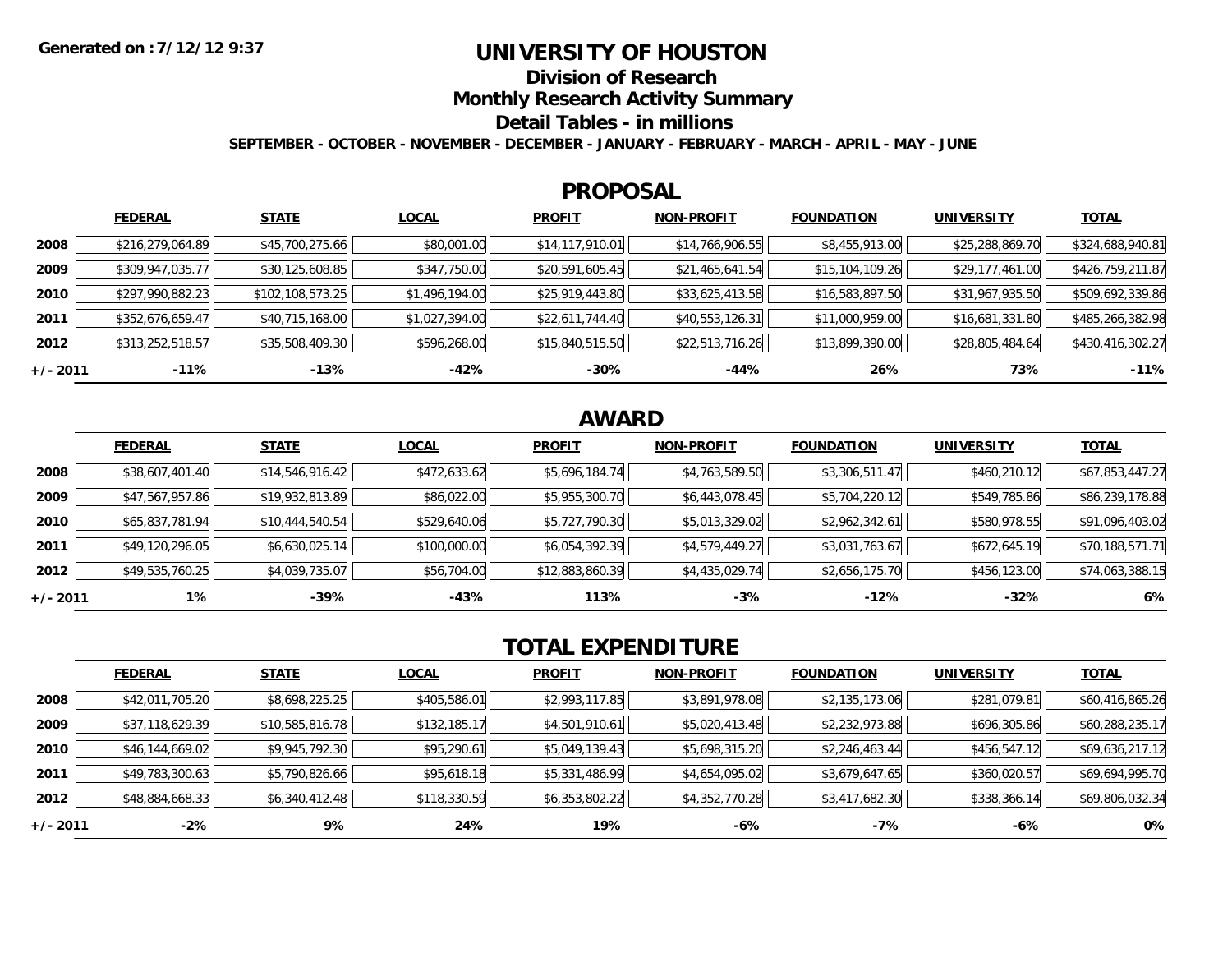Generated on :7/12/12 9:37

# UNIVERSITY OF HOUSTON

## Division of Research

## Monthly Research Activity Summary

## Detail Tables - in millions

**SEPTEMBER - OCTOBER - NOVEMBER - DECEMBER - JANUARY - FEBRUARY - MARCH - APRIL - MAY - JUNE**

## PROPOSAL

| | FEDERAL | STATE | LOCAL | PROFIT | NON-PROFIT | FOUNDATION | UNIVERSITY | TOTAL |
|---|---|---|---|---|---|---|---|---|
| **2008** | $216,279,064.89 | $45,700,275.66 | $80,001.00 | $14,117,910.01 | $14,766,906.55 | $8,455,913.00 | $25,288,869.70 | $324,688,940.81 |
| **2009** | $309,947,035.77 | $30,125,608.85 | $347,750.00 | $20,591,605.45 | $21,465,641.54 | $15,104,109.26 | $29,177,461.00 | $426,759,211.87 |
| **2010** | $297,990,882.23 | $102,108,573.25 | $1,496,194.00 | $25,919,443.80 | $33,625,413.58 | $16,583,897.50 | $31,967,935.50 | $509,692,339.86 |
| **2011** | $352,676,659.47 | $40,715,168.00 | $1,027,394.00 | $22,611,744.40 | $40,553,126.31 | $11,000,959.00 | $16,681,331.80 | $485,266,382.98 |
| **2012** | $313,252,518.57 | $35,508,409.30 | $596,268.00 | $15,840,515.50 | $22,513,716.26 | $13,899,390.00 | $28,805,484.64 | $430,416,302.27 |
| **+/- 2011** | **-11%** | **-13%** | **-42%** | **-30%** | **-44%** | **26%** | **73%** | **-11%** |

## AWARD

| | FEDERAL | STATE | LOCAL | PROFIT | NON-PROFIT | FOUNDATION | UNIVERSITY | TOTAL |
|---|---|---|---|---|---|---|---|---|
| **2008** | $38,607,401.40 | $14,546,916.42 | $472,633.62 | $5,696,184.74 | $4,763,589.50 | $3,306,511.47 | $460,210.12 | $67,853,447.27 |
| **2009** | $47,567,957.86 | $19,932,813.89 | $86,022.00 | $5,955,300.70 | $6,443,078.45 | $5,704,220.12 | $549,785.86 | $86,239,178.88 |
| **2010** | $65,837,781.94 | $10,444,540.54 | $529,640.06 | $5,727,790.30 | $5,013,329.02 | $2,962,342.61 | $580,978.55 | $91,096,403.02 |
| **2011** | $49,120,296.05 | $6,630,025.14 | $100,000.00 | $6,054,392.39 | $4,579,449.27 | $3,031,763.67 | $672,645.19 | $70,188,571.71 |
| **2012** | $49,535,760.25 | $4,039,735.07 | $56,704.00 | $12,883,860.39 | $4,435,029.74 | $2,656,175.70 | $456,123.00 | $74,063,388.15 |
| **+/- 2011** | **1%** | **-39%** | **-43%** | **113%** | **-3%** | **-12%** | **-32%** | **6%** |

## TOTAL EXPENDITURE

| | FEDERAL | STATE | LOCAL | PROFIT | NON-PROFIT | FOUNDATION | UNIVERSITY | TOTAL |
|---|---|---|---|---|---|---|---|---|
| **2008** | $42,011,705.20 | $8,698,225.25 | $405,586.01 | $2,993,117.85 | $3,891,978.08 | $2,135,173.06 | $281,079.81 | $60,416,865.26 |
| **2009** | $37,118,629.39 | $10,585,816.78 | $132,185.17 | $4,501,910.61 | $5,020,413.48 | $2,232,973.88 | $696,305.86 | $60,288,235.17 |
| **2010** | $46,144,669.02 | $9,945,792.30 | $95,290.61 | $5,049,139.43 | $5,698,315.20 | $2,246,463.44 | $456,547.12 | $69,636,217.12 |
| **2011** | $49,783,300.63 | $5,790,826.66 | $95,618.18 | $5,331,486.99 | $4,654,095.02 | $3,679,647.65 | $360,020.57 | $69,694,995.70 |
| **2012** | $48,884,668.33 | $6,340,412.48 | $118,330.59 | $6,353,802.22 | $4,352,770.28 | $3,417,682.30 | $338,366.14 | $69,806,032.34 |
| **+/- 2011** | **-2%** | **9%** | **24%** | **19%** | **-6%** | **-7%** | **-6%** | **0%** |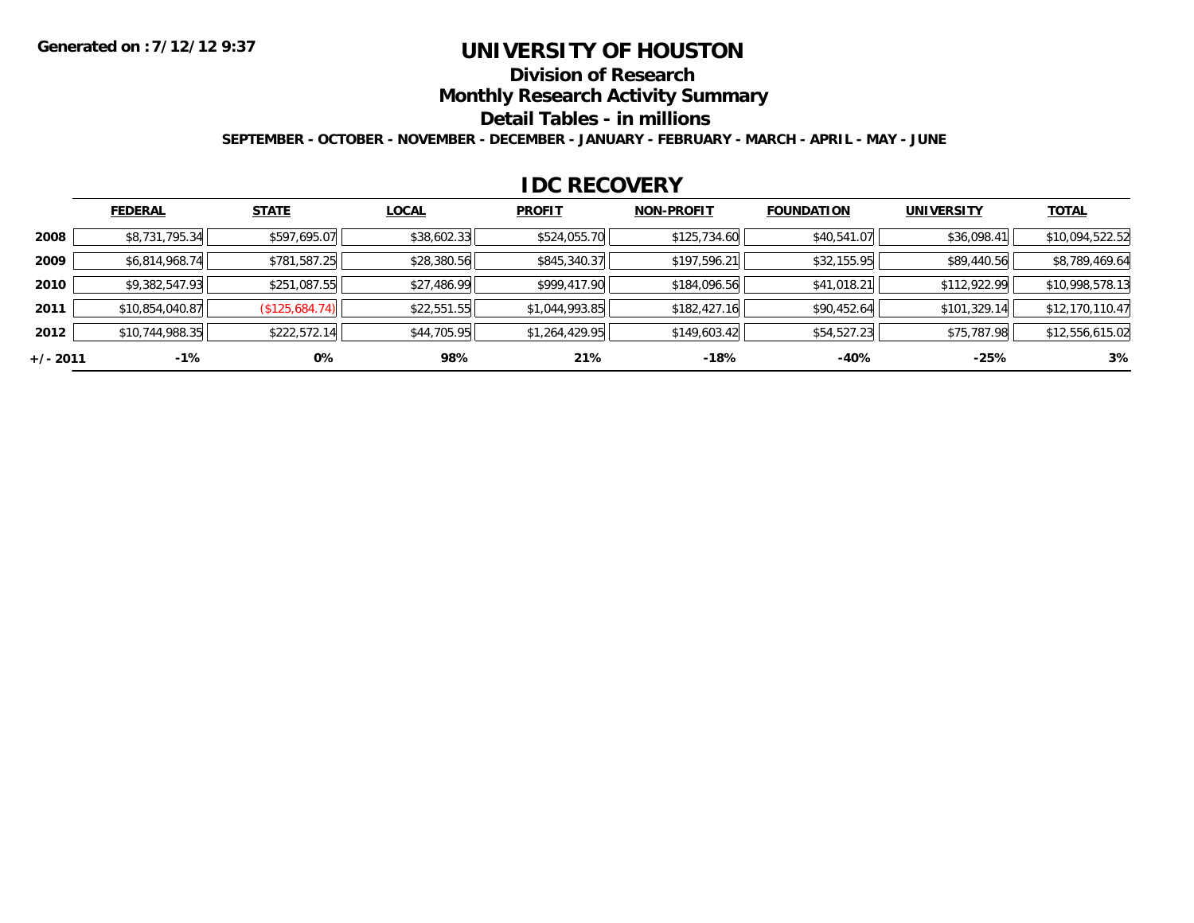Generated on :7/12/12 9:37

# UNIVERSITY OF HOUSTON

## Division of Research

## Monthly Research Activity Summary

## Detail Tables - in millions

**SEPTEMBER - OCTOBER - NOVEMBER - DECEMBER - JANUARY - FEBRUARY - MARCH - APRIL - MAY - JUNE**

## IDC RECOVERY

| | FEDERAL | STATE | LOCAL | PROFIT | NON-PROFIT | FOUNDATION | UNIVERSITY | TOTAL |
|---|---|---|---|---|---|---|---|---|
| **2008** | $8,731,795.34 | $597,695.07 | $38,602.33 | $524,055.70 | $125,734.60 | $40,541.07 | $36,098.41 | $10,094,522.52 |
| **2009** | $6,814,968.74 | $781,587.25 | $28,380.56 | $845,340.37 | $197,596.21 | $32,155.95 | $89,440.56 | $8,789,469.64 |
| **2010** | $9,382,547.93 | $251,087.55 | $27,486.99 | $999,417.90 | $184,096.56 | $41,018.21 | $112,922.99 | $10,998,578.13 |
| **2011** | $10,854,040.87 | ($125,684.74) | $22,551.55 | $1,044,993.85 | $182,427.16 | $90,452.64 | $101,329.14 | $12,170,110.47 |
| **2012** | $10,744,988.35 | $222,572.14 | $44,705.95 | $1,264,429.95 | $149,603.42 | $54,527.23 | $75,787.98 | $12,556,615.02 |
| **+/- 2011** | **-1%** | **0%** | **98%** | **21%** | **-18%** | **-40%** | **-25%** | **3%** |